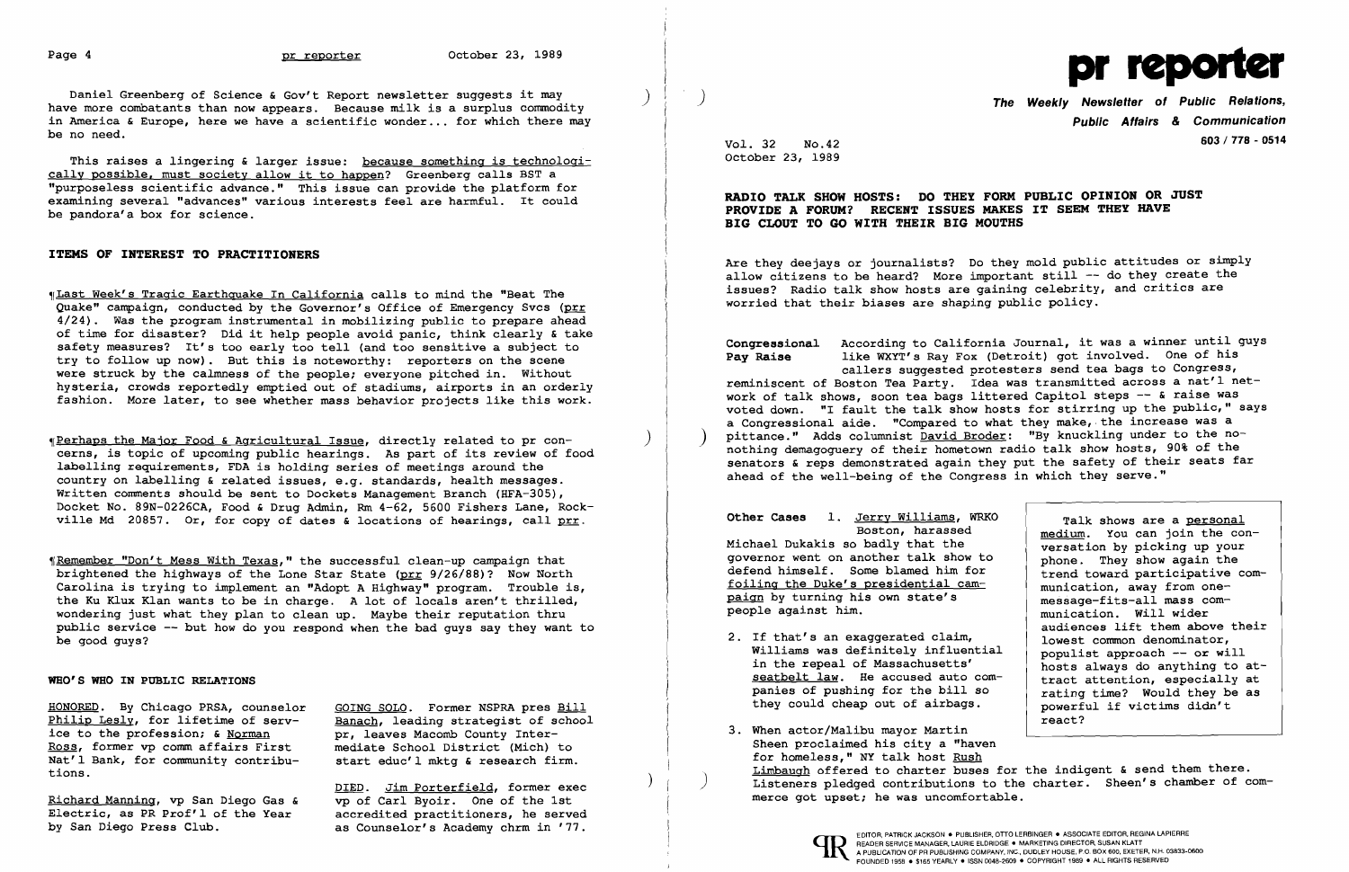Daniel Greenberg of Science & Gov't Report newsletter suggests it may have more combatants than now appears. Because milk is a surplus commodity in America & Europe, here we have a scientific wonder... for which there may be no need.

This raises a lingering & larger issue: because something is technologically possible, must society allow it to happen? Greenberg calls BST a "purposeless scientific advance." This issue can provide the platform for examining several "advances" various interests feel are harmful. It could be pandora'a box for science.

## ITEMS OF INTEREST TO PRACTITIONERS

¶Last Week's Tragic Earthquake In California calls to mind the "Beat The Quake" campaign, conducted by the Governor's Office of Emergency Svcs (prr 4/24). Was the program instrumental in mobilizing public to prepare ahead of time for disaster? Did it help people avoid panic, think clearly & take safety measures? It's too early too tell (and too sensitive a subject to try to follow up now). But this is noteworthy: reporters on the scene were struck by the calmness of the people; everyone pitched in. Without hysteria, crowds reportedly emptied out of stadiums, airports in an orderly fashion. More later, to see whether mass behavior projects like this work.

¶Perhaps the Major Food & Agricultural Issue, directly related to pr concerns, is topic of upcoming public hearings. As part of its review of food labelling requirements, FDA is holding series of meetings around the country on labelling & related issues, e.g. standards, health messages. Written comments should be sent to Dockets Management Branch (HFA-305), Docket No. 89N-0226CA, Food & Drug Admin, Rm 4-62, 5600 Fishers Lane, Rockville Md 20857. Or, for copy of dates & locations of hearings, call prr.

¶Remember "Don't Mess With Texas," the successful clean-up campaign that brightened the highways of the Lone Star State (prr 9/26/88)? Now North Carolina is trying to implement an "Adopt A Highway" program. Trouble is, the Ku Klux Klan wants to be in charge. A lot of locals aren't thrilled, wondering just what they plan to clean up. Maybe their reputation thru public service -- but how do you respond when the bad guys say they want to be good guys?

## WHO'S WHO IN PUBLIC RELATIONS

HONORED. By Chicago PRSA, counselor Philip Lesly, for lifetime of service to the profession; & Norman Ross, former vp comm affairs First Nat'l Bank, for community contributions.

Richard Manning, vp San Diego Gas & Electric, as PR Prof'l of the Year by San Diego Press Club.

GOING SOLO. Former NSPRA pres Bill Banach, leading strategist of school pr, leaves Macomb County Intermediate School District (Mich) to start educ'l mktg & research firm.

DIED. Jim Porterfield, former exec vp of Carl Byoir. One of the 1st accredited practitioners, he served as Counselor's Academy chrm in '77.

# pr reporter

**The Weekly Newsletter of Public Relations, Public Affairs & Communication**

603 / 778 - 0514

Vol. 32 No.42
October 23, 1989

## RADIO TALK SHOW HOSTS: DO THEY FORM PUBLIC OPINION OR JUST PROVIDE A FORUM? RECENT ISSUES MAKES IT SEEM THEY HAVE BIG CLOUT TO GO WITH THEIR BIG MOUTHS

Are they deejays or journalists? Do they mold public attitudes or simply allow citizens to be heard? More important still -- do they create the issues? Radio talk show hosts are gaining celebrity, and critics are worried that their biases are shaping public policy.

**Congressional Pay Raise** According to California Journal, it was a winner until guys like WXYT's Ray Fox (Detroit) got involved. One of his callers suggested protesters send tea bags to Congress, reminiscent of Boston Tea Party. Idea was transmitted across a nat'l network of talk shows, soon tea bags littered Capitol steps -- & raise was voted down. "I fault the talk show hosts for stirring up the public," says a Congressional aide. "Compared to what they make, the increase was a pittance." Adds columnist David Broder: "By knuckling under to the nothing demagoguery of their hometown radio talk show hosts, 90% of the senators & reps demonstrated again they put the safety of their seats far ahead of the well-being of the Congress in which they serve."

**Other Cases**

1. Jerry Williams, WRKO Boston, harassed Michael Dukakis so badly that the governor went on another talk show to defend himself. Some blamed him for foiling the Duke's presidential campaign by turning his own state's people against him.

2. If that's an exaggerated claim, Williams was definitely influential in the repeal of Massachusetts' seatbelt law. He accused auto companies of pushing for the bill so they could cheap out of airbags.

3. When actor/Malibu mayor Martin Sheen proclaimed his city a "haven for homeless," NY talk host Rush Limbaugh offered to charter buses for the indigent & send them there. Listeners pledged contributions to the charter. Sheen's chamber of commerce got upset; he was uncomfortable.

> Talk shows are a personal medium. You can join the conversation by picking up your phone. They show again the trend toward participative communication, away from one-message-fits-all mass communication. Will wider audiences lift them above their lowest common denominator, populist approach -- or will hosts always do anything to attract attention, especially at rating time? Would they be as powerful if victims didn't react?

EDITOR, PATRICK JACKSON • PUBLISHER, OTTO LERBINGER • ASSOCIATE EDITOR, REGINA LAPIERRE
READER SERVICE MANAGER, LAURIE ELDRIDGE • MARKETING DIRECTOR, SUSAN KLATT
A PUBLICATION OF PR PUBLISHING COMPANY, INC., DUDLEY HOUSE, P.O. BOX 600, EXETER, N.H. 03833-0600
FOUNDED 1958 • $165 YEARLY • ISSN 0048-2609 • COPYRIGHT 1989 • ALL RIGHTS RESERVED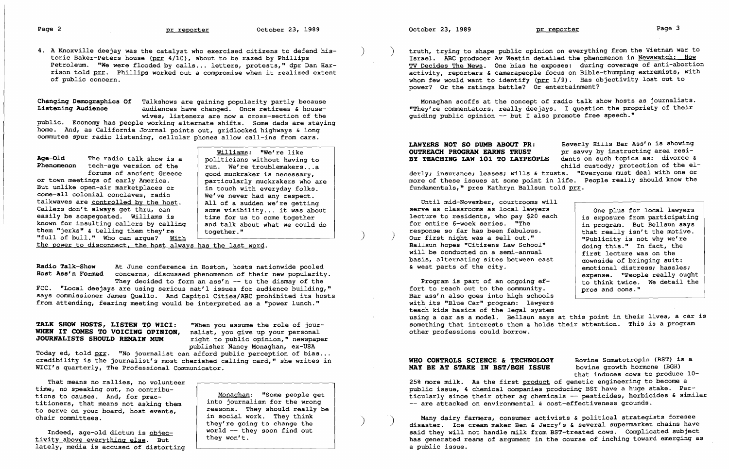4. A Knoxville deejay was the catalyst who exercised citizens to defend historic Baker-Peters house (prr 4/10), about to be razed by Phillips Petroleum. "We were flooded by calls... letters, protests," dpr Dan Harrison told prr. Phillips worked out a compromise when it realized extent of public concern.

**Changing Demographics Of Listening Audience** Talkshows are gaining popularity partly because audiences have changed. Once retirees & housewives, listeners are now a cross-section of the public. Economy has people working alternate shifts. Some dads are staying home. And, as California Journal points out, gridlocked highways & long commutes spur radio listening, cellular phones allow call-ins from cars.

**Age-Old Phenomenon** The radio talk show is a tech-age version of the forums of ancient Greece or town meetings of early America. But unlike open-air marketplaces or come-all colonial conclaves, radio talkwaves are controlled by the host. Callers don't always get thru, can easily be scapegoated. Williams is known for insulting callers by calling them "jerks" & telling them they're "full of bull." Who can argue? With the power to disconnect, the host always has the last word.

> Williams: "We're like politicians without having to run. We're troublemakers...a good muckraker is necessary, particularly muckrakers who are in touch with everyday folks. We've never had any respect. All of a sudden we're getting some visibility... it was about time for us to come together and talk about what we could do together."

**Radio Talk-Show Host Ass'n Formed** At June conference in Boston, hosts nationwide pooled concerns, discussed phenomenon of their new popularity. They decided to form an ass'n -- to the dismay of the FCC. "Local deejays are using serious nat'l issues for audience building," says commissioner James Quello. And Capitol Cities/ABC prohibited its hosts from attending, fearing meeting would be interpreted as a "power lunch."

## TALK SHOW HOSTS, LISTEN TO WICI: WHEN IT COMES TO VOICING OPINION, JOURNALISTS SHOULD REMAIN MUM

"When you assume the role of journalist, you give up your personal right to public opinion," newspaper publisher Nancy Monaghan, ex-USA Today ed, told prr. "No journalist can afford public perception of bias... credibility is the journalist's most cherished calling card," she writes in WICI's quarterly, The Professional Communicator.

That means no rallies, no volunteer time, no speaking out, no contributions to causes. And, for practitioners, that means not asking them to serve on your board, host events, chair committees.

> Monaghan: "Some people get into journalism for the wrong reasons. They should really be in social work. They think they're going to change the world -- they soon find out they won't.

Indeed, age-old dictum is objectivity above everything else. But lately, media is accused of distorting truth, trying to shape public opinion on everything from the Vietnam war to Israel. ABC producer Av Westin detailed the phenomenon in Newswatch: How TV Decides The News. One bias he exposes: during coverage of anti-abortion activity, reporters & camerapeople focus on Bible-thumping extremists, with whom few would want to identify (prr 1/9). Has objectivity lost out to power? Or the ratings battle? Or entertainment?

Monaghan scoffs at the concept of radio talk show hosts as journalists. "They're commentators, really deejays. I question the propriety of their guiding public opinion -- but I also promote free speech."

## LAWYERS NOT SO DUMB ABOUT PR: OUTREACH PROGRAM EARNS TRUST BY TEACHING LAW 101 TO LAYPEOPLE

Beverly Hills Bar Ass'n is showing pr savvy by instructing area residents on such topics as: divorce & child custody; protection of the elderly; insurance; leases; wills & trusts. "Everyone must deal with one or more of these issues at some point in life. People really should know the fundamentals," pres Kathryn Ballsun told prr.

Until mid-November, courtrooms will serve as classrooms as local lawyers lecture to residents, who pay $20 each for entire 6-week series. "The response so far has been fabulous. Our first night was a sell out." Ballsun hopes "Citizens Law School" will be conducted on a semi-annual basis, alternating sites between east & west parts of the city.

> One plus for local lawyers is exposure from participating in program. But Bellsun says that really isn't the motive. "Publicity is not why we're doing this." In fact, the first lecture was on the downside of bringing suit: emotional distress; hassles; expense. "People really ought to think twice. We detail the pros and cons."

Program is part of an ongoing effort to reach out to the community. Bar ass'n also goes into high schools with its "Blue Car" program: lawyers teach kids basics of the legal system using a car as a model. Bellsun says at this point in their lives, a car is something that interests them & holds their attention. This is a program other professions could borrow.

## WHO CONTROLS SCIENCE & TECHNOLOGY MAY BE AT STAKE IN BST/BGH ISSUE

Bovine Somatotropin (BST) is a bovine growth hormone (BGH) that induces cows to produce 10-25% more milk. As the first product of genetic engineering to become a public issue, 4 chemical companies producing BST have a huge stake. Particularly since their other ag chemicals -- pesticides, herbicides & similar -- are attacked on environmental & cost-effectiveness grounds.

Many dairy farmers, consumer activists & political strategists foresee disaster. Ice cream maker Ben & Jerry's & several supermarket chains have said they will not handle milk from BST-treated cows. Complicated subject has generated reams of argument in the course of inching toward emerging as a public issue.